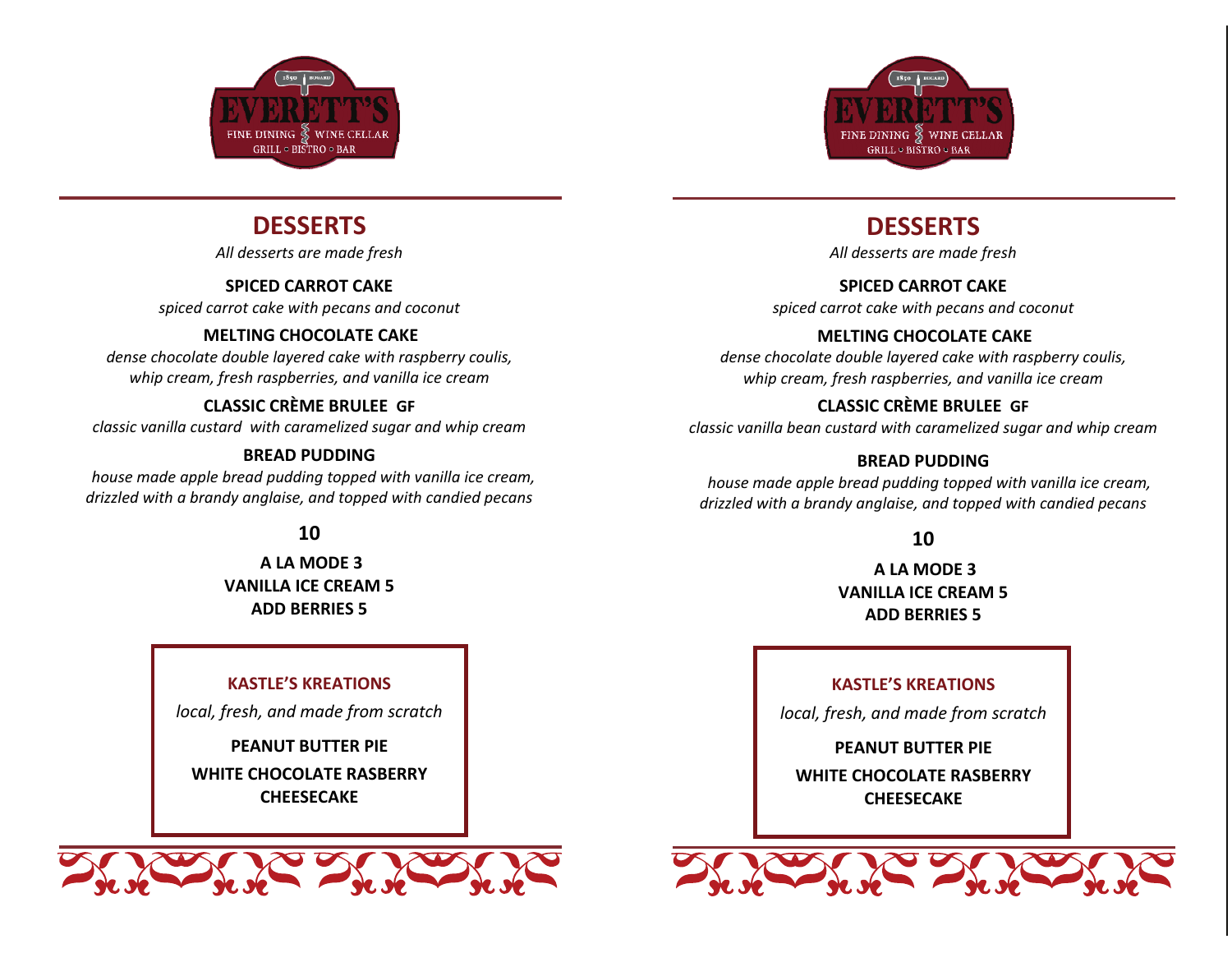EVERETT'S

FINE DINING · WINE CELLAR

GRILL · BISTRO · BAR

# DESSERTS

*All desserts are made fresh*

**SPICED CARROT CAKE**

*spiced carrot cake with pecans and coconut*

**MELTING CHOCOLATE CAKE**

*dense chocolate double layered cake with raspberry coulis, whip cream, fresh raspberries, and vanilla ice cream*

**CLASSIC CRÈME BRULEE GF**

*classic vanilla custard with caramelized sugar and whip cream*

**BREAD PUDDING**

*house made apple bread pudding topped with vanilla ice cream, drizzled with a brandy anglaise, and topped with candied pecans*

**10**

**A LA MODE 3**
**VANILLA ICE CREAM 5**
**ADD BERRIES 5**

**KASTLE'S KREATIONS**

*local, fresh, and made from scratch*

**PEANUT BUTTER PIE**

**WHITE CHOCOLATE RASBERRY CHEESECAKE**

---

EVERETT'S

FINE DINING · WINE CELLAR

GRILL · BISTRO · BAR

# DESSERTS

*All desserts are made fresh*

**SPICED CARROT CAKE**

*spiced carrot cake with pecans and coconut*

**MELTING CHOCOLATE CAKE**

*dense chocolate double layered cake with raspberry coulis, whip cream, fresh raspberries, and vanilla ice cream*

**CLASSIC CRÈME BRULEE GF**

*classic vanilla bean custard with caramelized sugar and whip cream*

**BREAD PUDDING**

*house made apple bread pudding topped with vanilla ice cream, drizzled with a brandy anglaise, and topped with candied pecans*

**10**

**A LA MODE 3**
**VANILLA ICE CREAM 5**
**ADD BERRIES 5**

**KASTLE'S KREATIONS**

*local, fresh, and made from scratch*

**PEANUT BUTTER PIE**

**WHITE CHOCOLATE RASBERRY CHEESECAKE**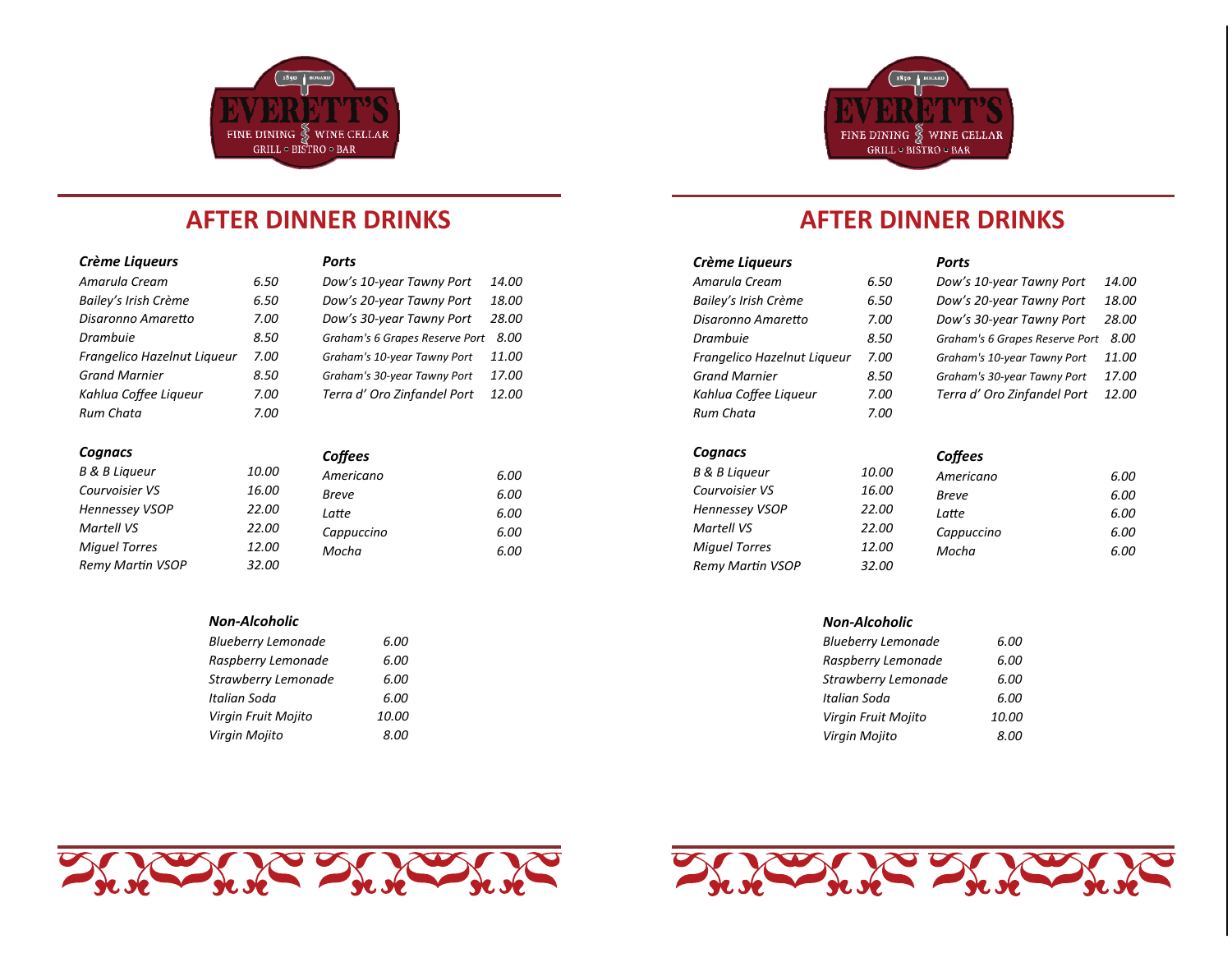# AFTER DINNER DRINKS

### *Crème Liqueurs*

| | |
|---|---|
| *Amarula Cream* | *6.50* |
| *Bailey's Irish Crème* | *6.50* |
| *Disaronno Amaretto* | *7.00* |
| *Drambuie* | *8.50* |
| *Frangelico Hazelnut Liqueur* | *7.00* |
| *Grand Marnier* | *8.50* |
| *Kahlua Coffee Liqueur* | *7.00* |
| *Rum Chata* | *7.00* |

### *Ports*

| | |
|---|---|
| *Dow's 10-year Tawny Port* | *14.00* |
| *Dow's 20-year Tawny Port* | *18.00* |
| *Dow's 30-year Tawny Port* | *28.00* |
| *Graham's 6 Grapes Reserve Port* | *8.00* |
| *Graham's 10-year Tawny Port* | *11.00* |
| *Graham's 30-year Tawny Port* | *17.00* |
| *Terra d' Oro Zinfandel Port* | *12.00* |

### *Cognacs*

| | |
|---|---|
| *B & B Liqueur* | *10.00* |
| *Courvoisier VS* | *16.00* |
| *Hennessey VSOP* | *22.00* |
| *Martell VS* | *22.00* |
| *Miguel Torres* | *12.00* |
| *Remy Martin VSOP* | *32.00* |

### *Coffees*

| | |
|---|---|
| *Americano* | *6.00* |
| *Breve* | *6.00* |
| *Latte* | *6.00* |
| *Cappuccino* | *6.00* |
| *Mocha* | *6.00* |

### *Non-Alcoholic*

| | |
|---|---|
| *Blueberry Lemonade* | *6.00* |
| *Raspberry Lemonade* | *6.00* |
| *Strawberry Lemonade* | *6.00* |
| *Italian Soda* | *6.00* |
| *Virgin Fruit Mojito* | *10.00* |
| *Virgin Mojito* | *8.00* |

# AFTER DINNER DRINKS

### *Crème Liqueurs*

| | |
|---|---|
| *Amarula Cream* | *6.50* |
| *Bailey's Irish Crème* | *6.50* |
| *Disaronno Amaretto* | *7.00* |
| *Drambuie* | *8.50* |
| *Frangelico Hazelnut Liqueur* | *7.00* |
| *Grand Marnier* | *8.50* |
| *Kahlua Coffee Liqueur* | *7.00* |
| *Rum Chata* | *7.00* |

### *Ports*

| | |
|---|---|
| *Dow's 10-year Tawny Port* | *14.00* |
| *Dow's 20-year Tawny Port* | *18.00* |
| *Dow's 30-year Tawny Port* | *28.00* |
| *Graham's 6 Grapes Reserve Port* | *8.00* |
| *Graham's 10-year Tawny Port* | *11.00* |
| *Graham's 30-year Tawny Port* | *17.00* |
| *Terra d' Oro Zinfandel Port* | *12.00* |

### *Cognacs*

| | |
|---|---|
| *B & B Liqueur* | *10.00* |
| *Courvoisier VS* | *16.00* |
| *Hennessey VSOP* | *22.00* |
| *Martell VS* | *22.00* |
| *Miguel Torres* | *12.00* |
| *Remy Martin VSOP* | *32.00* |

### *Coffees*

| | |
|---|---|
| *Americano* | *6.00* |
| *Breve* | *6.00* |
| *Latte* | *6.00* |
| *Cappuccino* | *6.00* |
| *Mocha* | *6.00* |

### *Non-Alcoholic*

| | |
|---|---|
| *Blueberry Lemonade* | *6.00* |
| *Raspberry Lemonade* | *6.00* |
| *Strawberry Lemonade* | *6.00* |
| *Italian Soda* | *6.00* |
| *Virgin Fruit Mojito* | *10.00* |
| *Virgin Mojito* | *8.00* |